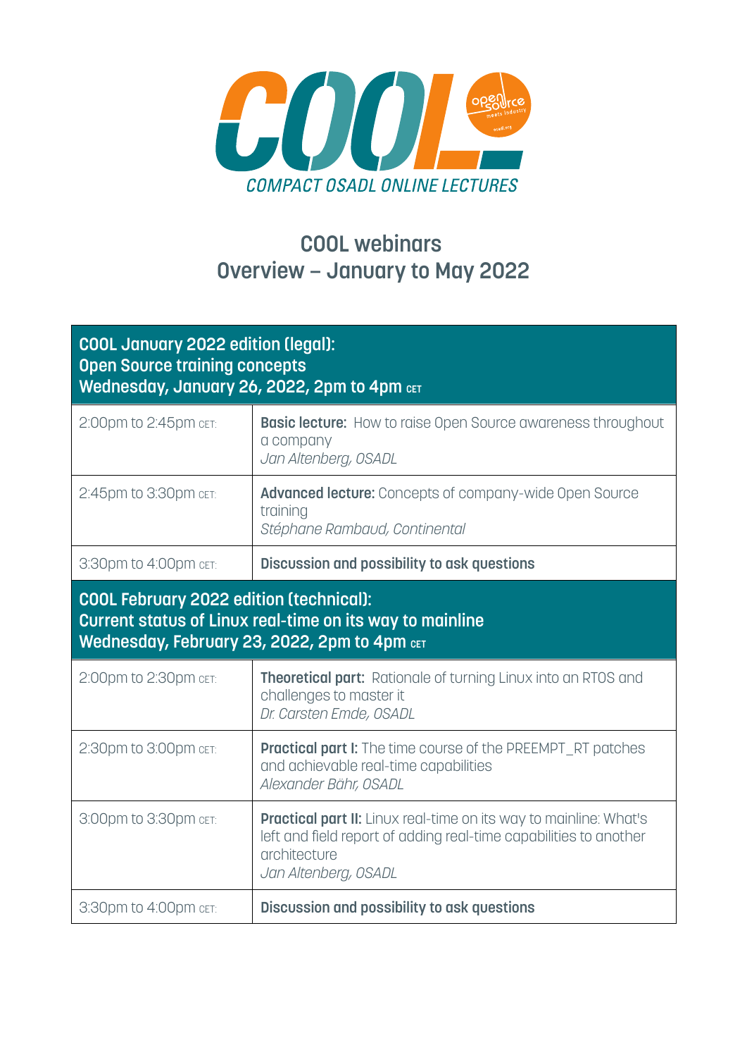COOL

COMPACT OSADL ONLINE LECTURES

# COOL webinars
# Overview – January to May 2022

| **COOL January 2022 edition (legal):<br>Open Source training concepts<br>Wednesday, January 26, 2022, 2pm to 4pm CET** | |
|---|---|
| 2:00pm to 2:45pm CET: | **Basic lecture:** How to raise Open Source awareness throughout a company<br>*Jan Altenberg, OSADL* |
| 2:45pm to 3:30pm CET: | **Advanced lecture:** Concepts of company-wide Open Source training<br>*Stéphane Rambaud, Continental* |
| 3:30pm to 4:00pm CET: | **Discussion and possibility to ask questions** |
| **COOL February 2022 edition (technical):<br>Current status of Linux real-time on its way to mainline<br>Wednesday, February 23, 2022, 2pm to 4pm CET** | |
| 2:00pm to 2:30pm CET: | **Theoretical part:** Rationale of turning Linux into an RTOS and challenges to master it<br>*Dr. Carsten Emde, OSADL* |
| 2:30pm to 3:00pm CET: | **Practical part I:** The time course of the PREEMPT_RT patches and achievable real-time capabilities<br>*Alexander Bähr, OSADL* |
| 3:00pm to 3:30pm CET: | **Practical part II:** Linux real-time on its way to mainline: What's left and field report of adding real-time capabilities to another architecture<br>*Jan Altenberg, OSADL* |
| 3:30pm to 4:00pm CET: | **Discussion and possibility to ask questions** |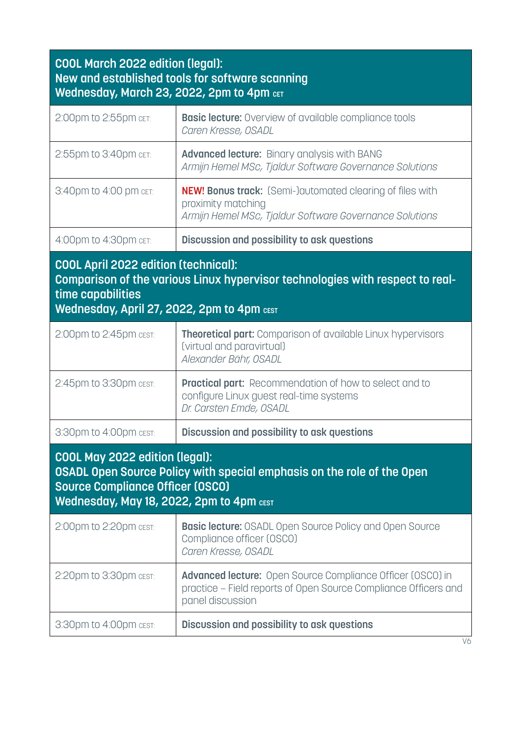| COOL March 2022 edition (legal):<br>New and established tools for software scanning<br>Wednesday, March 23, 2022, 2pm to 4pm CET | |
|---|---|
| 2:00pm to 2:55pm CET: | **Basic lecture:** Overview of available compliance tools<br>*Caren Kresse, OSADL* |
| 2:55pm to 3:40pm CET: | **Advanced lecture:** Binary analysis with BANG<br>*Armijn Hemel MSc, Tjaldur Software Governance Solutions* |
| 3:40pm to 4:00 pm CET: | **NEW! Bonus track:** (Semi-)automated clearing of files with proximity matching<br>*Armijn Hemel MSc, Tjaldur Software Governance Solutions* |
| 4:00pm to 4:30pm CET: | **Discussion and possibility to ask questions** |

| COOL April 2022 edition (technical):<br>Comparison of the various Linux hypervisor technologies with respect to real-time capabilities<br>Wednesday, April 27, 2022, 2pm to 4pm CEST | |
|---|---|
| 2:00pm to 2:45pm CEST: | **Theoretical part:** Comparison of available Linux hypervisors (virtual and paravirtual)<br>*Alexander Bähr, OSADL* |
| 2:45pm to 3:30pm CEST: | **Practical part:** Recommendation of how to select and to configure Linux guest real-time systems<br>*Dr. Carsten Emde, OSADL* |
| 3:30pm to 4:00pm CEST: | **Discussion and possibility to ask questions** |

| COOL May 2022 edition (legal):<br>OSADL Open Source Policy with special emphasis on the role of the Open Source Compliance Officer (OSCO)<br>Wednesday, May 18, 2022, 2pm to 4pm CEST | |
|---|---|
| 2:00pm to 2:20pm CEST: | **Basic lecture:** OSADL Open Source Policy and Open Source Compliance officer (OSCO)<br>*Caren Kresse, OSADL* |
| 2:20pm to 3:30pm CEST: | **Advanced lecture:** Open Source Compliance Officer (OSCO) in practice – Field reports of Open Source Compliance Officers and panel discussion |
| 3:30pm to 4:00pm CEST: | **Discussion and possibility to ask questions** |

V6